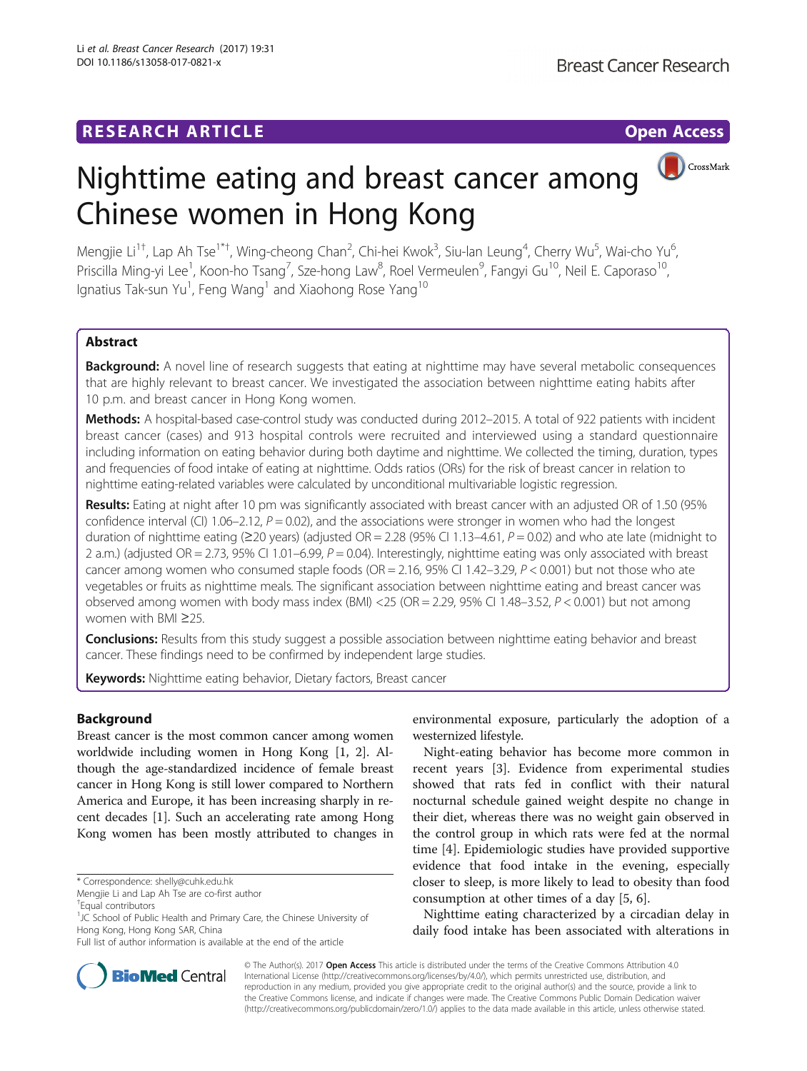## RESEARCH ARTICLE

**Open Access**

# Nighttime eating and breast cancer among Chinese women in Hong Kong

Mengjie Li[1†], Lap Ah Tse[1*†], Wing-cheong Chan[2], Chi-hei Kwok[3], Siu-lan Leung[4], Cherry Wu[5], Wai-cho Yu[6], Priscilla Ming-yi Lee[1], Koon-ho Tsang[7], Sze-hong Law[8], Roel Vermeulen[9], Fangyi Gu[10], Neil E. Caporaso[10], Ignatius Tak-sun Yu[1], Feng Wang[1] and Xiaohong Rose Yang[10]

## Abstract

**Background:** A novel line of research suggests that eating at nighttime may have several metabolic consequences that are highly relevant to breast cancer. We investigated the association between nighttime eating habits after 10 p.m. and breast cancer in Hong Kong women.

**Methods:** A hospital-based case-control study was conducted during 2012–2015. A total of 922 patients with incident breast cancer (cases) and 913 hospital controls were recruited and interviewed using a standard questionnaire including information on eating behavior during both daytime and nighttime. We collected the timing, duration, types and frequencies of food intake of eating at nighttime. Odds ratios (ORs) for the risk of breast cancer in relation to nighttime eating-related variables were calculated by unconditional multivariable logistic regression.

**Results:** Eating at night after 10 pm was significantly associated with breast cancer with an adjusted OR of 1.50 (95% confidence interval (CI) 1.06–2.12, $P = 0.02$), and the associations were stronger in women who had the longest duration of nighttime eating (≥20 years) (adjusted OR = 2.28 (95% CI 1.13–4.61, $P = 0.02$) and who ate late (midnight to 2 a.m.) (adjusted OR = 2.73, 95% CI 1.01–6.99, $P = 0.04$). Interestingly, nighttime eating was only associated with breast cancer among women who consumed staple foods (OR = 2.16, 95% CI 1.42–3.29, $P < 0.001$) but not those who ate vegetables or fruits as nighttime meals. The significant association between nighttime eating and breast cancer was observed among women with body mass index (BMI) <25 (OR = 2.29, 95% CI 1.48–3.52, $P < 0.001$) but not among women with BMI ≥25.

**Conclusions:** Results from this study suggest a possible association between nighttime eating behavior and breast cancer. These findings need to be confirmed by independent large studies.

**Keywords:** Nighttime eating behavior, Dietary factors, Breast cancer

## Background

Breast cancer is the most common cancer among women worldwide including women in Hong Kong [1, 2]. Although the age-standardized incidence of female breast cancer in Hong Kong is still lower compared to Northern America and Europe, it has been increasing sharply in recent decades [1]. Such an accelerating rate among Hong Kong women has been mostly attributed to changes in environmental exposure, particularly the adoption of a westernized lifestyle.

Night-eating behavior has become more common in recent years [3]. Evidence from experimental studies showed that rats fed in conflict with their natural nocturnal schedule gained weight despite no change in their diet, whereas there was no weight gain observed in the control group in which rats were fed at the normal time [4]. Epidemiologic studies have provided supportive evidence that food intake in the evening, especially closer to sleep, is more likely to lead to obesity than food consumption at other times of a day [5, 6].

Nighttime eating characterized by a circadian delay in daily food intake has been associated with alterations in

\* Correspondence: shelly@cuhk.edu.hk

Mengjie Li and Lap Ah Tse are co-first author

†Equal contributors

[1]JC School of Public Health and Primary Care, the Chinese University of Hong Kong, Hong Kong SAR, China

Full list of author information is available at the end of the article

© The Author(s). 2017 **Open Access** This article is distributed under the terms of the Creative Commons Attribution 4.0 International License (http://creativecommons.org/licenses/by/4.0/), which permits unrestricted use, distribution, and reproduction in any medium, provided you give appropriate credit to the original author(s) and the source, provide a link to the Creative Commons license, and indicate if changes were made. The Creative Commons Public Domain Dedication waiver (http://creativecommons.org/publicdomain/zero/1.0/) applies to the data made available in this article, unless otherwise stated.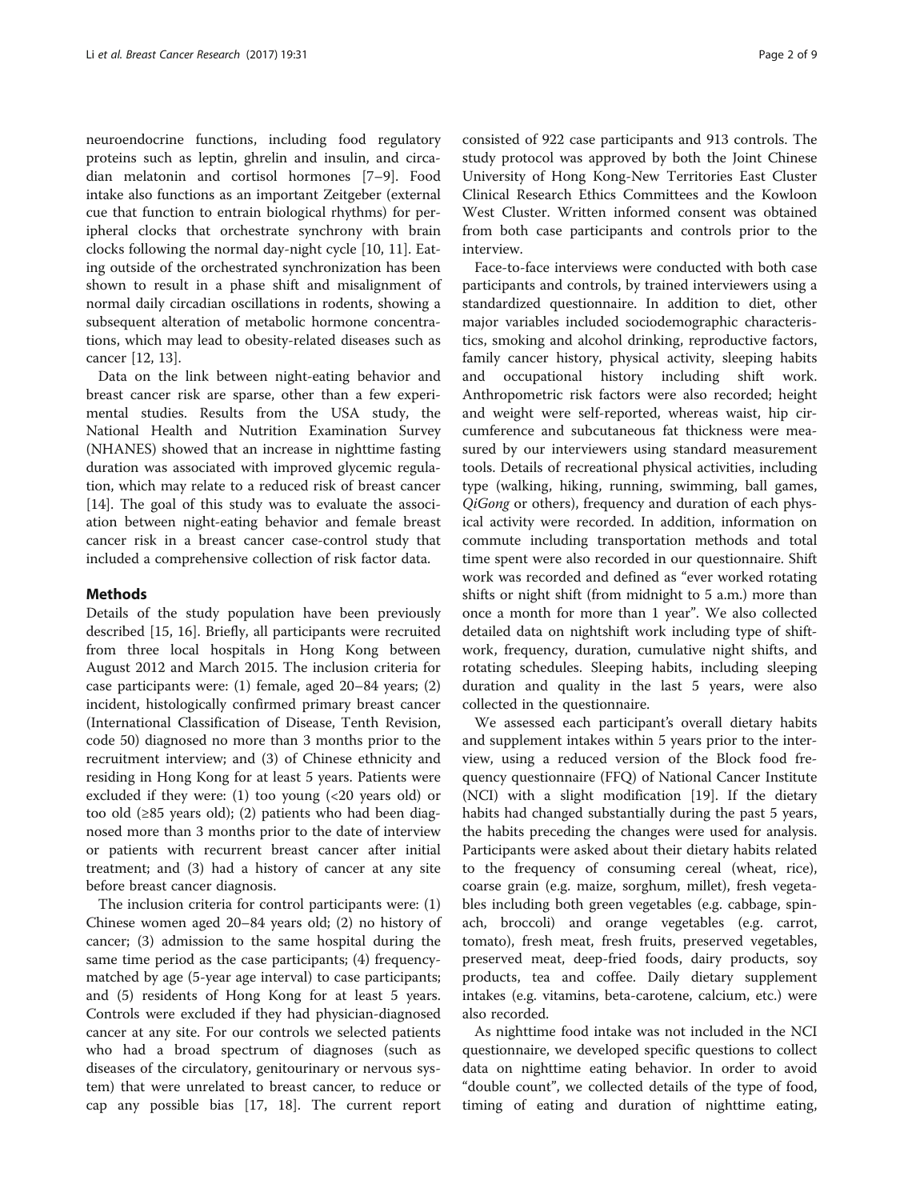neuroendocrine functions, including food regulatory proteins such as leptin, ghrelin and insulin, and circadian melatonin and cortisol hormones [7–9]. Food intake also functions as an important Zeitgeber (external cue that function to entrain biological rhythms) for peripheral clocks that orchestrate synchrony with brain clocks following the normal day-night cycle [10, 11]. Eating outside of the orchestrated synchronization has been shown to result in a phase shift and misalignment of normal daily circadian oscillations in rodents, showing a subsequent alteration of metabolic hormone concentrations, which may lead to obesity-related diseases such as cancer [12, 13].

Data on the link between night-eating behavior and breast cancer risk are sparse, other than a few experimental studies. Results from the USA study, the National Health and Nutrition Examination Survey (NHANES) showed that an increase in nighttime fasting duration was associated with improved glycemic regulation, which may relate to a reduced risk of breast cancer [14]. The goal of this study was to evaluate the association between night-eating behavior and female breast cancer risk in a breast cancer case-control study that included a comprehensive collection of risk factor data.

## Methods

Details of the study population have been previously described [15, 16]. Briefly, all participants were recruited from three local hospitals in Hong Kong between August 2012 and March 2015. The inclusion criteria for case participants were: (1) female, aged 20–84 years; (2) incident, histologically confirmed primary breast cancer (International Classification of Disease, Tenth Revision, code 50) diagnosed no more than 3 months prior to the recruitment interview; and (3) of Chinese ethnicity and residing in Hong Kong for at least 5 years. Patients were excluded if they were: (1) too young (<20 years old) or too old (≥85 years old); (2) patients who had been diagnosed more than 3 months prior to the date of interview or patients with recurrent breast cancer after initial treatment; and (3) had a history of cancer at any site before breast cancer diagnosis.

The inclusion criteria for control participants were: (1) Chinese women aged 20–84 years old; (2) no history of cancer; (3) admission to the same hospital during the same time period as the case participants; (4) frequency-matched by age (5-year age interval) to case participants; and (5) residents of Hong Kong for at least 5 years. Controls were excluded if they had physician-diagnosed cancer at any site. For our controls we selected patients who had a broad spectrum of diagnoses (such as diseases of the circulatory, genitourinary or nervous system) that were unrelated to breast cancer, to reduce or cap any possible bias [17, 18]. The current report consisted of 922 case participants and 913 controls. The study protocol was approved by both the Joint Chinese University of Hong Kong-New Territories East Cluster Clinical Research Ethics Committees and the Kowloon West Cluster. Written informed consent was obtained from both case participants and controls prior to the interview.

Face-to-face interviews were conducted with both case participants and controls, by trained interviewers using a standardized questionnaire. In addition to diet, other major variables included sociodemographic characteristics, smoking and alcohol drinking, reproductive factors, family cancer history, physical activity, sleeping habits and occupational history including shift work. Anthropometric risk factors were also recorded; height and weight were self-reported, whereas waist, hip circumference and subcutaneous fat thickness were measured by our interviewers using standard measurement tools. Details of recreational physical activities, including type (walking, hiking, running, swimming, ball games, *QiGong* or others), frequency and duration of each physical activity were recorded. In addition, information on commute including transportation methods and total time spent were also recorded in our questionnaire. Shift work was recorded and defined as "ever worked rotating shifts or night shift (from midnight to 5 a.m.) more than once a month for more than 1 year". We also collected detailed data on nightshift work including type of shiftwork, frequency, duration, cumulative night shifts, and rotating schedules. Sleeping habits, including sleeping duration and quality in the last 5 years, were also collected in the questionnaire.

We assessed each participant's overall dietary habits and supplement intakes within 5 years prior to the interview, using a reduced version of the Block food frequency questionnaire (FFQ) of National Cancer Institute (NCI) with a slight modification [19]. If the dietary habits had changed substantially during the past 5 years, the habits preceding the changes were used for analysis. Participants were asked about their dietary habits related to the frequency of consuming cereal (wheat, rice), coarse grain (e.g. maize, sorghum, millet), fresh vegetables including both green vegetables (e.g. cabbage, spinach, broccoli) and orange vegetables (e.g. carrot, tomato), fresh meat, fresh fruits, preserved vegetables, preserved meat, deep-fried foods, dairy products, soy products, tea and coffee. Daily dietary supplement intakes (e.g. vitamins, beta-carotene, calcium, etc.) were also recorded.

As nighttime food intake was not included in the NCI questionnaire, we developed specific questions to collect data on nighttime eating behavior. In order to avoid "double count", we collected details of the type of food, timing of eating and duration of nighttime eating,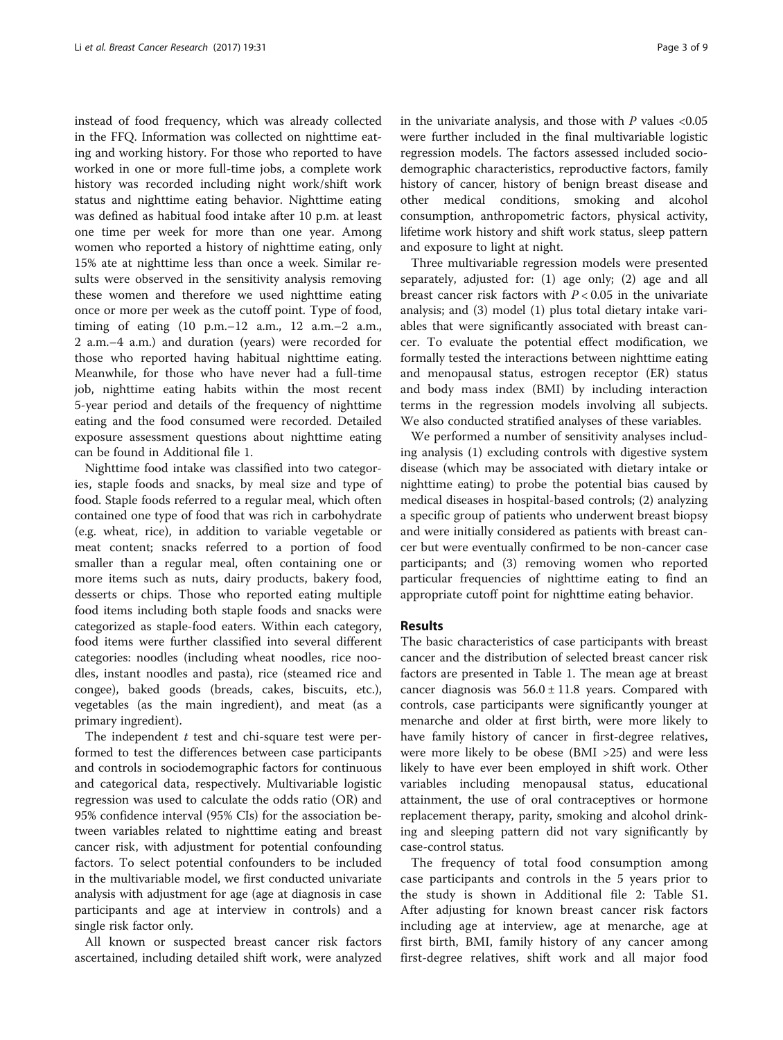instead of food frequency, which was already collected in the FFQ. Information was collected on nighttime eating and working history. For those who reported to have worked in one or more full-time jobs, a complete work history was recorded including night work/shift work status and nighttime eating behavior. Nighttime eating was defined as habitual food intake after 10 p.m. at least one time per week for more than one year. Among women who reported a history of nighttime eating, only 15% ate at nighttime less than once a week. Similar results were observed in the sensitivity analysis removing these women and therefore we used nighttime eating once or more per week as the cutoff point. Type of food, timing of eating (10 p.m.–12 a.m., 12 a.m.–2 a.m., 2 a.m.–4 a.m.) and duration (years) were recorded for those who reported having habitual nighttime eating. Meanwhile, for those who have never had a full-time job, nighttime eating habits within the most recent 5-year period and details of the frequency of nighttime eating and the food consumed were recorded. Detailed exposure assessment questions about nighttime eating can be found in Additional file 1.

Nighttime food intake was classified into two categories, staple foods and snacks, by meal size and type of food. Staple foods referred to a regular meal, which often contained one type of food that was rich in carbohydrate (e.g. wheat, rice), in addition to variable vegetable or meat content; snacks referred to a portion of food smaller than a regular meal, often containing one or more items such as nuts, dairy products, bakery food, desserts or chips. Those who reported eating multiple food items including both staple foods and snacks were categorized as staple-food eaters. Within each category, food items were further classified into several different categories: noodles (including wheat noodles, rice noodles, instant noodles and pasta), rice (steamed rice and congee), baked goods (breads, cakes, biscuits, etc.), vegetables (as the main ingredient), and meat (as a primary ingredient).

The independent *t* test and chi-square test were performed to test the differences between case participants and controls in sociodemographic factors for continuous and categorical data, respectively. Multivariable logistic regression was used to calculate the odds ratio (OR) and 95% confidence interval (95% CIs) for the association between variables related to nighttime eating and breast cancer risk, with adjustment for potential confounding factors. To select potential confounders to be included in the multivariable model, we first conducted univariate analysis with adjustment for age (age at diagnosis in case participants and age at interview in controls) and a single risk factor only.

All known or suspected breast cancer risk factors ascertained, including detailed shift work, were analyzed in the univariate analysis, and those with $P$ values <0.05 were further included in the final multivariable logistic regression models. The factors assessed included sociodemographic characteristics, reproductive factors, family history of cancer, history of benign breast disease and other medical conditions, smoking and alcohol consumption, anthropometric factors, physical activity, lifetime work history and shift work status, sleep pattern and exposure to light at night.

Three multivariable regression models were presented separately, adjusted for: (1) age only; (2) age and all breast cancer risk factors with $P < 0.05$ in the univariate analysis; and (3) model (1) plus total dietary intake variables that were significantly associated with breast cancer. To evaluate the potential effect modification, we formally tested the interactions between nighttime eating and menopausal status, estrogen receptor (ER) status and body mass index (BMI) by including interaction terms in the regression models involving all subjects. We also conducted stratified analyses of these variables.

We performed a number of sensitivity analyses including analysis (1) excluding controls with digestive system disease (which may be associated with dietary intake or nighttime eating) to probe the potential bias caused by medical diseases in hospital-based controls; (2) analyzing a specific group of patients who underwent breast biopsy and were initially considered as patients with breast cancer but were eventually confirmed to be non-cancer case participants; and (3) removing women who reported particular frequencies of nighttime eating to find an appropriate cutoff point for nighttime eating behavior.

## Results

The basic characteristics of case participants with breast cancer and the distribution of selected breast cancer risk factors are presented in Table 1. The mean age at breast cancer diagnosis was $56.0 \pm 11.8$ years. Compared with controls, case participants were significantly younger at menarche and older at first birth, were more likely to have family history of cancer in first-degree relatives, were more likely to be obese (BMI >25) and were less likely to have ever been employed in shift work. Other variables including menopausal status, educational attainment, the use of oral contraceptives or hormone replacement therapy, parity, smoking and alcohol drinking and sleeping pattern did not vary significantly by case-control status.

The frequency of total food consumption among case participants and controls in the 5 years prior to the study is shown in Additional file 2: Table S1. After adjusting for known breast cancer risk factors including age at interview, age at menarche, age at first birth, BMI, family history of any cancer among first-degree relatives, shift work and all major food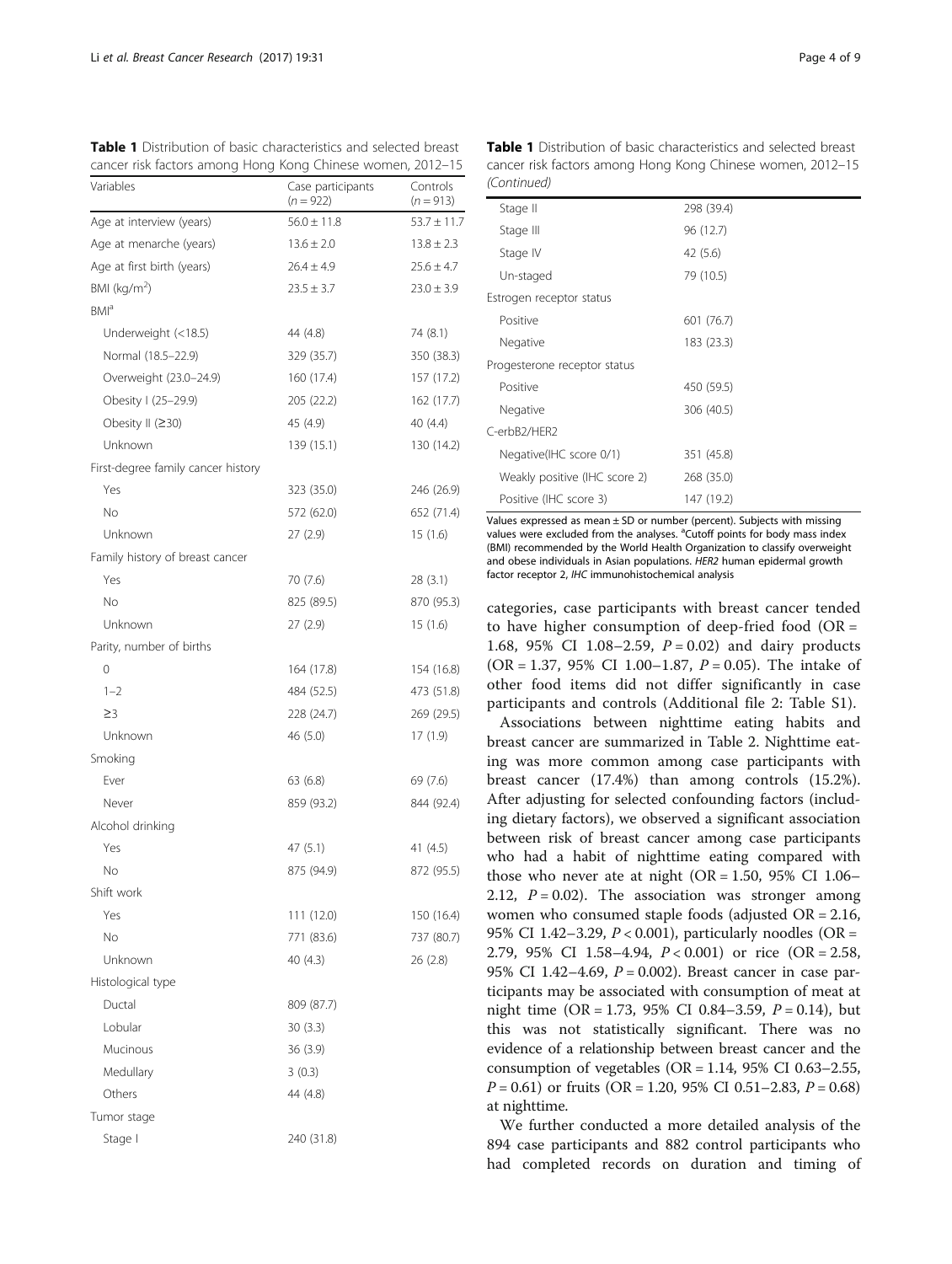**Table 1** Distribution of basic characteristics and selected breast cancer risk factors among Hong Kong Chinese women, 2012–15

| Variables | Case participants ($n$ = 922) | Controls ($n$ = 913) |
|---|---|---|
| Age at interview (years) | 56.0 ± 11.8 | 53.7 ± 11.7 |
| Age at menarche (years) | 13.6 ± 2.0 | 13.8 ± 2.3 |
| Age at first birth (years) | 26.4 ± 4.9 | 25.6 ± 4.7 |
| BMI (kg/m$^2$) | 23.5 ± 3.7 | 23.0 ± 3.9 |
| BMI[a] | | |
| Underweight (<18.5) | 44 (4.8) | 74 (8.1) |
| Normal (18.5–22.9) | 329 (35.7) | 350 (38.3) |
| Overweight (23.0–24.9) | 160 (17.4) | 157 (17.2) |
| Obesity I (25–29.9) | 205 (22.2) | 162 (17.7) |
| Obesity II (≥30) | 45 (4.9) | 40 (4.4) |
| Unknown | 139 (15.1) | 130 (14.2) |
| First-degree family cancer history | | |
| Yes | 323 (35.0) | 246 (26.9) |
| No | 572 (62.0) | 652 (71.4) |
| Unknown | 27 (2.9) | 15 (1.6) |
| Family history of breast cancer | | |
| Yes | 70 (7.6) | 28 (3.1) |
| No | 825 (89.5) | 870 (95.3) |
| Unknown | 27 (2.9) | 15 (1.6) |
| Parity, number of births | | |
| 0 | 164 (17.8) | 154 (16.8) |
| 1–2 | 484 (52.5) | 473 (51.8) |
| ≥3 | 228 (24.7) | 269 (29.5) |
| Unknown | 46 (5.0) | 17 (1.9) |
| Smoking | | |
| Ever | 63 (6.8) | 69 (7.6) |
| Never | 859 (93.2) | 844 (92.4) |
| Alcohol drinking | | |
| Yes | 47 (5.1) | 41 (4.5) |
| No | 875 (94.9) | 872 (95.5) |
| Shift work | | |
| Yes | 111 (12.0) | 150 (16.4) |
| No | 771 (83.6) | 737 (80.7) |
| Unknown | 40 (4.3) | 26 (2.8) |
| Histological type | | |
| Ductal | 809 (87.7) | |
| Lobular | 30 (3.3) | |
| Mucinous | 36 (3.9) | |
| Medullary | 3 (0.3) | |
| Others | 44 (4.8) | |
| Tumor stage | | |
| Stage I | 240 (31.8) | |
| Stage II | 298 (39.4) | |
| Stage III | 96 (12.7) | |
| Stage IV | 42 (5.6) | |
| Un-staged | 79 (10.5) | |
| Estrogen receptor status | | |
| Positive | 601 (76.7) | |
| Negative | 183 (23.3) | |
| Progesterone receptor status | | |
| Positive | 450 (59.5) | |
| Negative | 306 (40.5) | |
| C-erbB2/HER2 | | |
| Negative(IHC score 0/1) | 351 (45.8) | |
| Weakly positive (IHC score 2) | 268 (35.0) | |
| Positive (IHC score 3) | 147 (19.2) | |

Values expressed as mean ± SD or number (percent). Subjects with missing values were excluded from the analyses. [a]Cutoff points for body mass index (BMI) recommended by the World Health Organization to classify overweight and obese individuals in Asian populations. *HER2* human epidermal growth factor receptor 2, *IHC* immunohistochemical analysis

categories, case participants with breast cancer tended to have higher consumption of deep-fried food (OR = 1.68, 95% CI 1.08–2.59, $P$ = 0.02) and dairy products (OR = 1.37, 95% CI 1.00–1.87, $P$ = 0.05). The intake of other food items did not differ significantly in case participants and controls (Additional file 2: Table S1).

Associations between nighttime eating habits and breast cancer are summarized in Table 2. Nighttime eating was more common among case participants with breast cancer (17.4%) than among controls (15.2%). After adjusting for selected confounding factors (including dietary factors), we observed a significant association between risk of breast cancer among case participants who had a habit of nighttime eating compared with those who never ate at night (OR = 1.50, 95% CI 1.06–2.12, $P$ = 0.02). The association was stronger among women who consumed staple foods (adjusted OR = 2.16, 95% CI 1.42–3.29, $P$ < 0.001), particularly noodles (OR = 2.79, 95% CI 1.58–4.94, $P$ < 0.001) or rice (OR = 2.58, 95% CI 1.42–4.69, $P$ = 0.002). Breast cancer in case participants may be associated with consumption of meat at night time (OR = 1.73, 95% CI 0.84–3.59, $P$ = 0.14), but this was not statistically significant. There was no evidence of a relationship between breast cancer and the consumption of vegetables (OR = 1.14, 95% CI 0.63–2.55, $P$ = 0.61) or fruits (OR = 1.20, 95% CI 0.51–2.83, $P$ = 0.68) at nighttime.

We further conducted a more detailed analysis of the 894 case participants and 882 control participants who had completed records on duration and timing of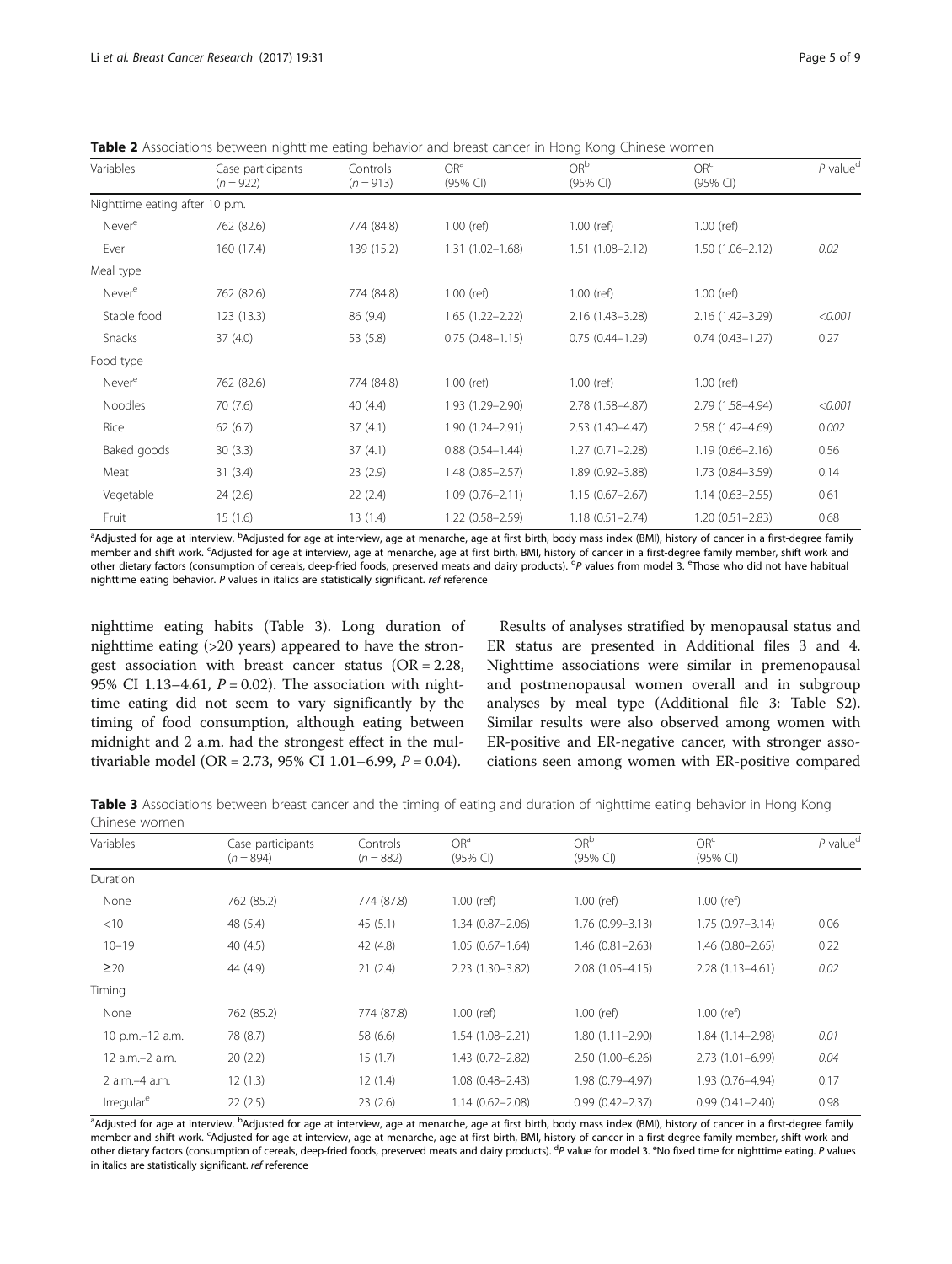**Table 2** Associations between nighttime eating behavior and breast cancer in Hong Kong Chinese women

| Variables | Case participants ($n = 922$) | Controls ($n = 913$) | OR[a] (95% CI) | OR[b] (95% CI) | OR[c] (95% CI) | *P* value[d] |
|---|---|---|---|---|---|---|
| Nighttime eating after 10 p.m. | | | | | | |
| Never[e] | 762 (82.6) | 774 (84.8) | 1.00 (ref) | 1.00 (ref) | 1.00 (ref) | |
| Ever | 160 (17.4) | 139 (15.2) | 1.31 (1.02–1.68) | 1.51 (1.08–2.12) | 1.50 (1.06–2.12) | *0.02* |
| Meal type | | | | | | |
| Never[e] | 762 (82.6) | 774 (84.8) | 1.00 (ref) | 1.00 (ref) | 1.00 (ref) | |
| Staple food | 123 (13.3) | 86 (9.4) | 1.65 (1.22–2.22) | 2.16 (1.43–3.28) | 2.16 (1.42–3.29) | *<0.001* |
| Snacks | 37 (4.0) | 53 (5.8) | 0.75 (0.48–1.15) | 0.75 (0.44–1.29) | 0.74 (0.43–1.27) | 0.27 |
| Food type | | | | | | |
| Never[e] | 762 (82.6) | 774 (84.8) | 1.00 (ref) | 1.00 (ref) | 1.00 (ref) | |
| Noodles | 70 (7.6) | 40 (4.4) | 1.93 (1.29–2.90) | 2.78 (1.58–4.87) | 2.79 (1.58–4.94) | *<0.001* |
| Rice | 62 (6.7) | 37 (4.1) | 1.90 (1.24–2.91) | 2.53 (1.40–4.47) | 2.58 (1.42–4.69) | *0.002* |
| Baked goods | 30 (3.3) | 37 (4.1) | 0.88 (0.54–1.44) | 1.27 (0.71–2.28) | 1.19 (0.66–2.16) | 0.56 |
| Meat | 31 (3.4) | 23 (2.9) | 1.48 (0.85–2.57) | 1.89 (0.92–3.88) | 1.73 (0.84–3.59) | 0.14 |
| Vegetable | 24 (2.6) | 22 (2.4) | 1.09 (0.76–2.11) | 1.15 (0.67–2.67) | 1.14 (0.63–2.55) | 0.61 |
| Fruit | 15 (1.6) | 13 (1.4) | 1.22 (0.58–2.59) | 1.18 (0.51–2.74) | 1.20 (0.51–2.83) | 0.68 |

[a]Adjusted for age at interview. [b]Adjusted for age at interview, age at menarche, age at first birth, body mass index (BMI), history of cancer in a first-degree family member and shift work. [c]Adjusted for age at interview, age at menarche, age at first birth, BMI, history of cancer in a first-degree family member, shift work and other dietary factors (consumption of cereals, deep-fried foods, preserved meats and dairy products). [d]*P* values from model 3. [e]Those who did not have habitual nighttime eating behavior. *P* values in italics are statistically significant. *ref* reference

nighttime eating habits (Table 3). Long duration of nighttime eating (>20 years) appeared to have the strongest association with breast cancer status (OR = 2.28, 95% CI 1.13–4.61, $P = 0.02$). The association with nighttime eating did not seem to vary significantly by the timing of food consumption, although eating between midnight and 2 a.m. had the strongest effect in the multivariable model (OR = 2.73, 95% CI 1.01–6.99, $P = 0.04$).

Results of analyses stratified by menopausal status and ER status are presented in Additional files 3 and 4. Nighttime associations were similar in premenopausal and postmenopausal women overall and in subgroup analyses by meal type (Additional file 3: Table S2). Similar results were also observed among women with ER-positive and ER-negative cancer, with stronger associations seen among women with ER-positive compared

**Table 3** Associations between breast cancer and the timing of eating and duration of nighttime eating behavior in Hong Kong Chinese women

| Variables | Case participants ($n = 894$) | Controls ($n = 882$) | OR[a] (95% CI) | OR[b] (95% CI) | OR[c] (95% CI) | *P* value[d] |
|---|---|---|---|---|---|---|
| Duration | | | | | | |
| None | 762 (85.2) | 774 (87.8) | 1.00 (ref) | 1.00 (ref) | 1.00 (ref) | |
| <10 | 48 (5.4) | 45 (5.1) | 1.34 (0.87–2.06) | 1.76 (0.99–3.13) | 1.75 (0.97–3.14) | 0.06 |
| 10–19 | 40 (4.5) | 42 (4.8) | 1.05 (0.67–1.64) | 1.46 (0.81–2.63) | 1.46 (0.80–2.65) | 0.22 |
| ≥20 | 44 (4.9) | 21 (2.4) | 2.23 (1.30–3.82) | 2.08 (1.05–4.15) | 2.28 (1.13–4.61) | *0.02* |
| Timing | | | | | | |
| None | 762 (85.2) | 774 (87.8) | 1.00 (ref) | 1.00 (ref) | 1.00 (ref) | |
| 10 p.m.–12 a.m. | 78 (8.7) | 58 (6.6) | 1.54 (1.08–2.21) | 1.80 (1.11–2.90) | 1.84 (1.14–2.98) | *0.01* |
| 12 a.m.–2 a.m. | 20 (2.2) | 15 (1.7) | 1.43 (0.72–2.82) | 2.50 (1.00–6.26) | 2.73 (1.01–6.99) | *0.04* |
| 2 a.m.–4 a.m. | 12 (1.3) | 12 (1.4) | 1.08 (0.48–2.43) | 1.98 (0.79–4.97) | 1.93 (0.76–4.94) | 0.17 |
| Irregular[e] | 22 (2.5) | 23 (2.6) | 1.14 (0.62–2.08) | 0.99 (0.42–2.37) | 0.99 (0.41–2.40) | 0.98 |

[a]Adjusted for age at interview. [b]Adjusted for age at interview, age at menarche, age at first birth, body mass index (BMI), history of cancer in a first-degree family member and shift work. [c]Adjusted for age at interview, age at menarche, age at first birth, BMI, history of cancer in a first-degree family member, shift work and other dietary factors (consumption of cereals, deep-fried foods, preserved meats and dairy products). [d]*P* value for model 3. [e]No fixed time for nighttime eating. *P* values in italics are statistically significant. *ref* reference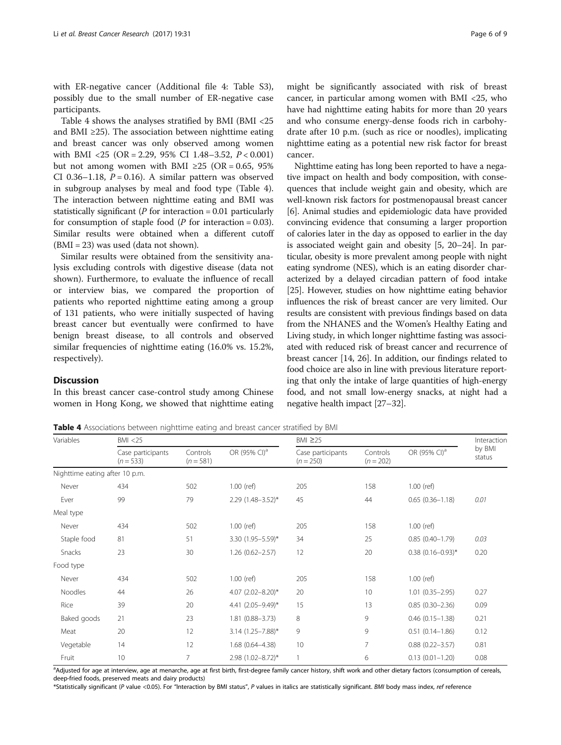with ER-negative cancer (Additional file 4: Table S3), possibly due to the small number of ER-negative case participants.

Table 4 shows the analyses stratified by BMI (BMI <25 and BMI ≥25). The association between nighttime eating and breast cancer was only observed among women with BMI <25 (OR = 2.29, 95% CI 1.48–3.52, $P < 0.001$) but not among women with BMI ≥25 (OR = 0.65, 95% CI 0.36–1.18, $P = 0.16$). A similar pattern was observed in subgroup analyses by meal and food type (Table 4). The interaction between nighttime eating and BMI was statistically significant ($P$ for interaction = 0.01 particularly for consumption of staple food ($P$ for interaction = 0.03). Similar results were obtained when a different cutoff (BMI = 23) was used (data not shown).

Similar results were obtained from the sensitivity analysis excluding controls with digestive disease (data not shown). Furthermore, to evaluate the influence of recall or interview bias, we compared the proportion of patients who reported nighttime eating among a group of 131 patients, who were initially suspected of having breast cancer but eventually were confirmed to have benign breast disease, to all controls and observed similar frequencies of nighttime eating (16.0% vs. 15.2%, respectively).

## Discussion

In this breast cancer case-control study among Chinese women in Hong Kong, we showed that nighttime eating might be significantly associated with risk of breast cancer, in particular among women with BMI <25, who have had nighttime eating habits for more than 20 years and who consume energy-dense foods rich in carbohydrate after 10 p.m. (such as rice or noodles), implicating nighttime eating as a potential new risk factor for breast cancer.

Nighttime eating has long been reported to have a negative impact on health and body composition, with consequences that include weight gain and obesity, which are well-known risk factors for postmenopausal breast cancer [6]. Animal studies and epidemiologic data have provided convincing evidence that consuming a larger proportion of calories later in the day as opposed to earlier in the day is associated weight gain and obesity [5, 20–24]. In particular, obesity is more prevalent among people with night eating syndrome (NES), which is an eating disorder characterized by a delayed circadian pattern of food intake [25]. However, studies on how nighttime eating behavior influences the risk of breast cancer are very limited. Our results are consistent with previous findings based on data from the NHANES and the Women's Healthy Eating and Living study, in which longer nighttime fasting was associated with reduced risk of breast cancer and recurrence of breast cancer [14, 26]. In addition, our findings related to food choice are also in line with previous literature reporting that only the intake of large quantities of high-energy food, and not small low-energy snacks, at night had a negative health impact [27–32].

**Table 4** Associations between nighttime eating and breast cancer stratified by BMI

| Variables | BMI <25 | | | BMI ≥25 | | | Interaction by BMI status |
|---|---|---|---|---|---|---|---|
| | Case participants ($n = 533$) | Controls ($n = 581$) | OR (95% CI)[a] | Case participants ($n = 250$) | Controls ($n = 202$) | OR (95% CI)[a] | |
| Nighttime eating after 10 p.m. | | | | | | | |
| Never | 434 | 502 | 1.00 (ref) | 205 | 158 | 1.00 (ref) | |
| Ever | 99 | 79 | 2.29 (1.48–3.52)* | 45 | 44 | 0.65 (0.36–1.18) | *0.01* |
| Meal type | | | | | | | |
| Never | 434 | 502 | 1.00 (ref) | 205 | 158 | 1.00 (ref) | |
| Staple food | 81 | 51 | 3.30 (1.95–5.59)* | 34 | 25 | 0.85 (0.40–1.79) | *0.03* |
| Snacks | 23 | 30 | 1.26 (0.62–2.57) | 12 | 20 | 0.38 (0.16–0.93)* | 0.20 |
| Food type | | | | | | | |
| Never | 434 | 502 | 1.00 (ref) | 205 | 158 | 1.00 (ref) | |
| Noodles | 44 | 26 | 4.07 (2.02–8.20)* | 20 | 10 | 1.01 (0.35–2.95) | 0.27 |
| Rice | 39 | 20 | 4.41 (2.05–9.49)* | 15 | 13 | 0.85 (0.30–2.36) | 0.09 |
| Baked goods | 21 | 23 | 1.81 (0.88–3.73) | 8 | 9 | 0.46 (0.15–1.38) | 0.21 |
| Meat | 20 | 12 | 3.14 (1.25–7.88)* | 9 | 9 | 0.51 (0.14–1.86) | 0.12 |
| Vegetable | 14 | 12 | 1.68 (0.64–4.38) | 10 | 7 | 0.88 (0.22–3.57) | 0.81 |
| Fruit | 10 | 7 | 2.98 (1.02–8.72)* | 1 | 6 | 0.13 (0.01–1.20) | 0.08 |

[a]Adjusted for age at interview, age at menarche, age at first birth, first-degree family cancer history, shift work and other dietary factors (consumption of cereals, deep-fried foods, preserved meats and dairy products)

*Statistically significant ($P$ value <0.05). For "Interaction by BMI status", $P$ values in italics are statistically significant. *BMI* body mass index, *ref* reference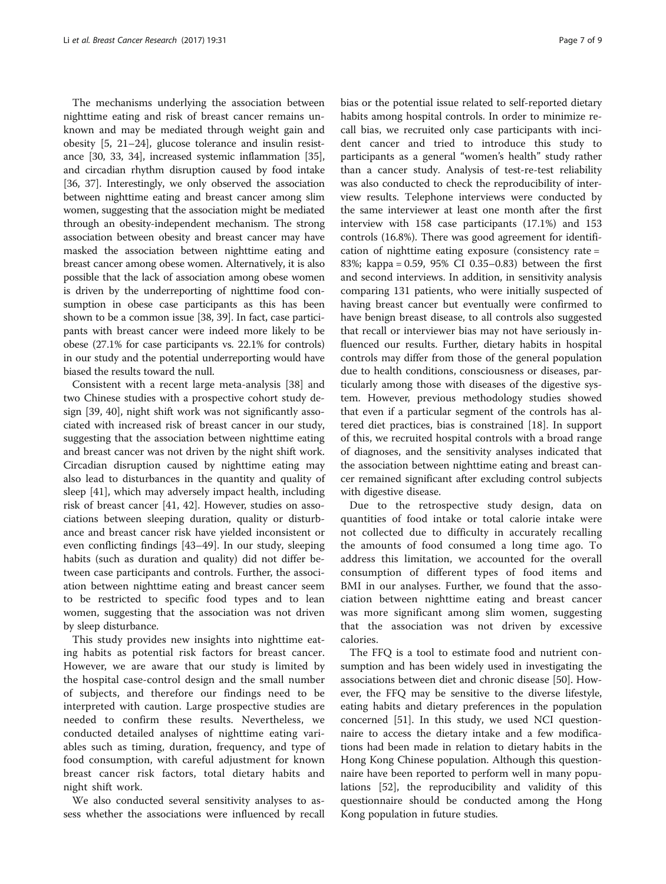The mechanisms underlying the association between nighttime eating and risk of breast cancer remains unknown and may be mediated through weight gain and obesity [5, 21–24], glucose tolerance and insulin resistance [30, 33, 34], increased systemic inflammation [35], and circadian rhythm disruption caused by food intake [36, 37]. Interestingly, we only observed the association between nighttime eating and breast cancer among slim women, suggesting that the association might be mediated through an obesity-independent mechanism. The strong association between obesity and breast cancer may have masked the association between nighttime eating and breast cancer among obese women. Alternatively, it is also possible that the lack of association among obese women is driven by the underreporting of nighttime food consumption in obese case participants as this has been shown to be a common issue [38, 39]. In fact, case participants with breast cancer were indeed more likely to be obese (27.1% for case participants vs. 22.1% for controls) in our study and the potential underreporting would have biased the results toward the null.

Consistent with a recent large meta-analysis [38] and two Chinese studies with a prospective cohort study design [39, 40], night shift work was not significantly associated with increased risk of breast cancer in our study, suggesting that the association between nighttime eating and breast cancer was not driven by the night shift work. Circadian disruption caused by nighttime eating may also lead to disturbances in the quantity and quality of sleep [41], which may adversely impact health, including risk of breast cancer [41, 42]. However, studies on associations between sleeping duration, quality or disturbance and breast cancer risk have yielded inconsistent or even conflicting findings [43–49]. In our study, sleeping habits (such as duration and quality) did not differ between case participants and controls. Further, the association between nighttime eating and breast cancer seem to be restricted to specific food types and to lean women, suggesting that the association was not driven by sleep disturbance.

This study provides new insights into nighttime eating habits as potential risk factors for breast cancer. However, we are aware that our study is limited by the hospital case-control design and the small number of subjects, and therefore our findings need to be interpreted with caution. Large prospective studies are needed to confirm these results. Nevertheless, we conducted detailed analyses of nighttime eating variables such as timing, duration, frequency, and type of food consumption, with careful adjustment for known breast cancer risk factors, total dietary habits and night shift work.

We also conducted several sensitivity analyses to assess whether the associations were influenced by recall bias or the potential issue related to self-reported dietary habits among hospital controls. In order to minimize recall bias, we recruited only case participants with incident cancer and tried to introduce this study to participants as a general "women's health" study rather than a cancer study. Analysis of test-re-test reliability was also conducted to check the reproducibility of interview results. Telephone interviews were conducted by the same interviewer at least one month after the first interview with 158 case participants (17.1%) and 153 controls (16.8%). There was good agreement for identification of nighttime eating exposure (consistency rate = 83%; kappa = 0.59, 95% CI 0.35–0.83) between the first and second interviews. In addition, in sensitivity analysis comparing 131 patients, who were initially suspected of having breast cancer but eventually were confirmed to have benign breast disease, to all controls also suggested that recall or interviewer bias may not have seriously influenced our results. Further, dietary habits in hospital controls may differ from those of the general population due to health conditions, consciousness or diseases, particularly among those with diseases of the digestive system. However, previous methodology studies showed that even if a particular segment of the controls has altered diet practices, bias is constrained [18]. In support of this, we recruited hospital controls with a broad range of diagnoses, and the sensitivity analyses indicated that the association between nighttime eating and breast cancer remained significant after excluding control subjects with digestive disease.

Due to the retrospective study design, data on quantities of food intake or total calorie intake were not collected due to difficulty in accurately recalling the amounts of food consumed a long time ago. To address this limitation, we accounted for the overall consumption of different types of food items and BMI in our analyses. Further, we found that the association between nighttime eating and breast cancer was more significant among slim women, suggesting that the association was not driven by excessive calories.

The FFQ is a tool to estimate food and nutrient consumption and has been widely used in investigating the associations between diet and chronic disease [50]. However, the FFQ may be sensitive to the diverse lifestyle, eating habits and dietary preferences in the population concerned [51]. In this study, we used NCI questionnaire to access the dietary intake and a few modifications had been made in relation to dietary habits in the Hong Kong Chinese population. Although this questionnaire have been reported to perform well in many populations [52], the reproducibility and validity of this questionnaire should be conducted among the Hong Kong population in future studies.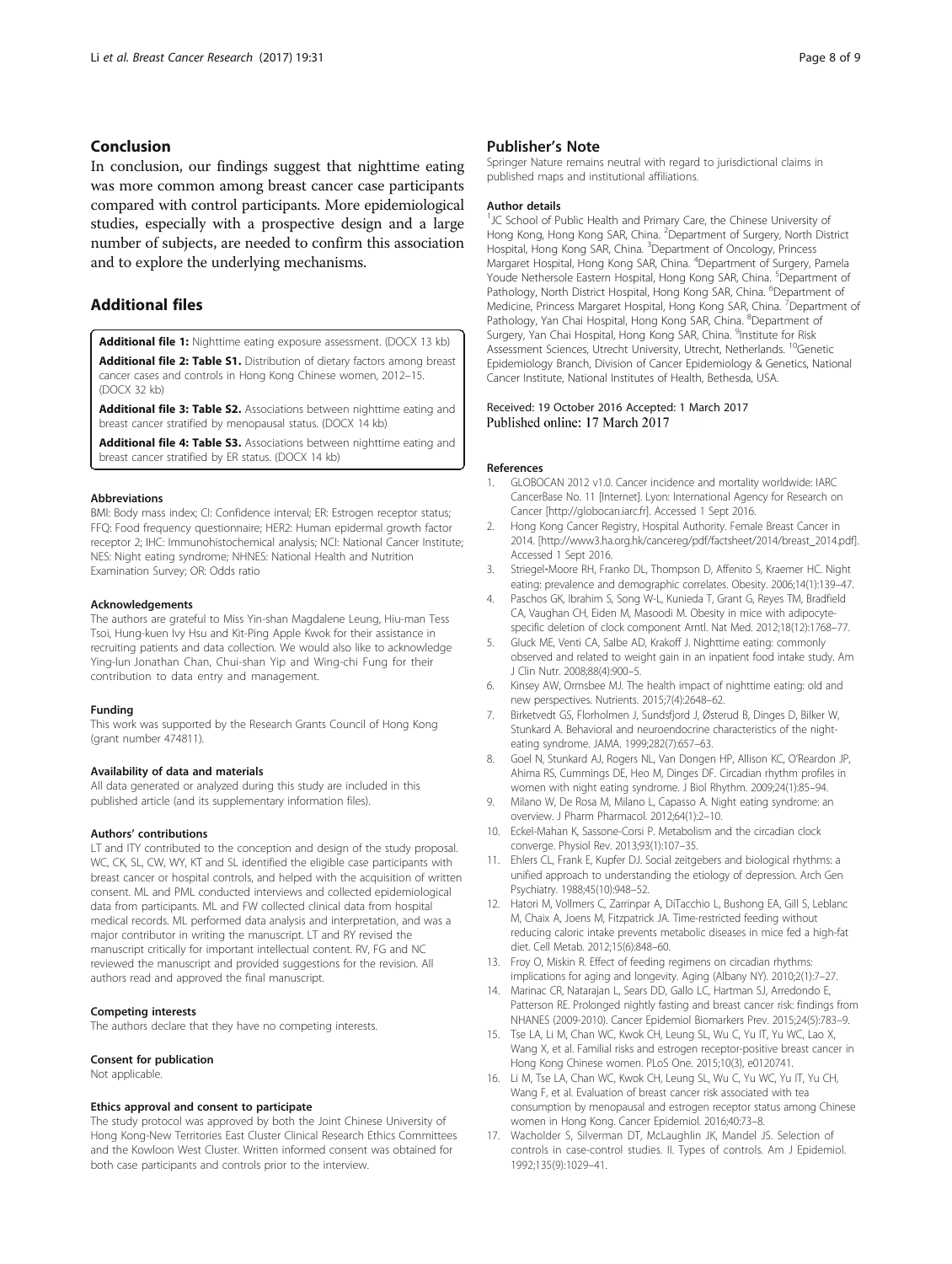## Conclusion

In conclusion, our findings suggest that nighttime eating was more common among breast cancer case participants compared with control participants. More epidemiological studies, especially with a prospective design and a large number of subjects, are needed to confirm this association and to explore the underlying mechanisms.

## Additional files

**Additional file 1:** Nighttime eating exposure assessment. (DOCX 13 kb)

**Additional file 2: Table S1.** Distribution of dietary factors among breast cancer cases and controls in Hong Kong Chinese women, 2012–15. (DOCX 32 kb)

**Additional file 3: Table S2.** Associations between nighttime eating and breast cancer stratified by menopausal status. (DOCX 14 kb)

**Additional file 4: Table S3.** Associations between nighttime eating and breast cancer stratified by ER status. (DOCX 14 kb)

#### Abbreviations

BMI: Body mass index; CI: Confidence interval; ER: Estrogen receptor status; FFQ: Food frequency questionnaire; HER2: Human epidermal growth factor receptor 2; IHC: Immunohistochemical analysis; NCI: National Cancer Institute; NES: Night eating syndrome; NHNES: National Health and Nutrition Examination Survey; OR: Odds ratio

#### Acknowledgements

The authors are grateful to Miss Yin-shan Magdalene Leung, Hiu-man Tess Tsoi, Hung-kuen Ivy Hsu and Kit-Ping Apple Kwok for their assistance in recruiting patients and data collection. We would also like to acknowledge Ying-lun Jonathan Chan, Chui-shan Yip and Wing-chi Fung for their contribution to data entry and management.

#### Funding

This work was supported by the Research Grants Council of Hong Kong (grant number 474811).

#### Availability of data and materials

All data generated or analyzed during this study are included in this published article (and its supplementary information files).

#### Authors' contributions

LT and ITY contributed to the conception and design of the study proposal. WC, CK, SL, CW, WY, KT and SL identified the eligible case participants with breast cancer or hospital controls, and helped with the acquisition of written consent. ML and PML conducted interviews and collected epidemiological data from participants. ML and FW collected clinical data from hospital medical records. ML performed data analysis and interpretation, and was a major contributor in writing the manuscript. LT and RY revised the manuscript critically for important intellectual content. RV, FG and NC reviewed the manuscript and provided suggestions for the revision. All authors read and approved the final manuscript.

#### Competing interests

The authors declare that they have no competing interests.

#### Consent for publication

Not applicable.

#### Ethics approval and consent to participate

The study protocol was approved by both the Joint Chinese University of Hong Kong-New Territories East Cluster Clinical Research Ethics Committees and the Kowloon West Cluster. Written informed consent was obtained for both case participants and controls prior to the interview.

## Publisher's Note

Springer Nature remains neutral with regard to jurisdictional claims in published maps and institutional affiliations.

#### Author details

[1]JC School of Public Health and Primary Care, the Chinese University of Hong Kong, Hong Kong SAR, China. [2]Department of Surgery, North District Hospital, Hong Kong SAR, China. [3]Department of Oncology, Princess Margaret Hospital, Hong Kong SAR, China. [4]Department of Surgery, Pamela Youde Nethersole Eastern Hospital, Hong Kong SAR, China. [5]Department of Pathology, North District Hospital, Hong Kong SAR, China. [6]Department of Medicine, Princess Margaret Hospital, Hong Kong SAR, China. [7]Department of Pathology, Yan Chai Hospital, Hong Kong SAR, China. [8]Department of Surgery, Yan Chai Hospital, Hong Kong SAR, China. [9]Institute for Risk Assessment Sciences, Utrecht University, Utrecht, Netherlands. [10]Genetic Epidemiology Branch, Division of Cancer Epidemiology & Genetics, National Cancer Institute, National Institutes of Health, Bethesda, USA.

Received: 19 October 2016 Accepted: 1 March 2017
Published online: 17 March 2017

#### References

1. GLOBOCAN 2012 v1.0. Cancer incidence and mortality worldwide: IARC CancerBase No. 11 [Internet]. Lyon: International Agency for Research on Cancer [http://globocan.iarc.fr]. Accessed 1 Sept 2016.
2. Hong Kong Cancer Registry, Hospital Authority. Female Breast Cancer in 2014. [http://www3.ha.org.hk/cancereg/pdf/factsheet/2014/breast_2014.pdf]. Accessed 1 Sept 2016.
3. Striegel-Moore RH, Franko DL, Thompson D, Affenito S, Kraemer HC. Night eating: prevalence and demographic correlates. Obesity. 2006;14(1):139–47.
4. Paschos GK, Ibrahim S, Song W-L, Kunieda T, Grant G, Reyes TM, Bradfield CA, Vaughan CH, Eiden M, Masoodi M. Obesity in mice with adipocyte-specific deletion of clock component Arntl. Nat Med. 2012;18(12):1768–77.
5. Gluck ME, Venti CA, Salbe AD, Krakoff J. Nighttime eating: commonly observed and related to weight gain in an inpatient food intake study. Am J Clin Nutr. 2008;88(4):900–5.
6. Kinsey AW, Ormsbee MJ. The health impact of nighttime eating: old and new perspectives. Nutrients. 2015;7(4):2648–62.
7. Birketvedt GS, Florholmen J, Sundsfjord J, Østerud B, Dinges D, Bilker W, Stunkard A. Behavioral and neuroendocrine characteristics of the night-eating syndrome. JAMA. 1999;282(7):657–63.
8. Goel N, Stunkard AJ, Rogers NL, Van Dongen HP, Allison KC, O'Reardon JP, Ahima RS, Cummings DE, Heo M, Dinges DF. Circadian rhythm profiles in women with night eating syndrome. J Biol Rhythm. 2009;24(1):85–94.
9. Milano W, De Rosa M, Milano L, Capasso A. Night eating syndrome: an overview. J Pharm Pharmacol. 2012;64(1):2–10.
10. Eckel-Mahan K, Sassone-Corsi P. Metabolism and the circadian clock converge. Physiol Rev. 2013;93(1):107–35.
11. Ehlers CL, Frank E, Kupfer DJ. Social zeitgebers and biological rhythms: a unified approach to understanding the etiology of depression. Arch Gen Psychiatry. 1988;45(10):948–52.
12. Hatori M, Vollmers C, Zarrinpar A, DiTacchio L, Bushong EA, Gill S, Leblanc M, Chaix A, Joens M, Fitzpatrick JA. Time-restricted feeding without reducing caloric intake prevents metabolic diseases in mice fed a high-fat diet. Cell Metab. 2012;15(6):848–60.
13. Froy O, Miskin R. Effect of feeding regimens on circadian rhythms: implications for aging and longevity. Aging (Albany NY). 2010;2(1):7–27.
14. Marinac CR, Natarajan L, Sears DD, Gallo LC, Hartman SJ, Arredondo E, Patterson RE. Prolonged nightly fasting and breast cancer risk: findings from NHANES (2009-2010). Cancer Epidemiol Biomarkers Prev. 2015;24(5):783–9.
15. Tse LA, Li M, Chan WC, Kwok CH, Leung SL, Wu C, Yu IT, Yu WC, Lao X, Wang X, et al. Familial risks and estrogen receptor-positive breast cancer in Hong Kong Chinese women. PLoS One. 2015;10(3), e0120741.
16. Li M, Tse LA, Chan WC, Kwok CH, Leung SL, Wu C, Yu WC, Yu IT, Yu CH, Wang F, et al. Evaluation of breast cancer risk associated with tea consumption by menopausal and estrogen receptor status among Chinese women in Hong Kong. Cancer Epidemiol. 2016;40:73–8.
17. Wacholder S, Silverman DT, McLaughlin JK, Mandel JS. Selection of controls in case-control studies. II. Types of controls. Am J Epidemiol. 1992;135(9):1029–41.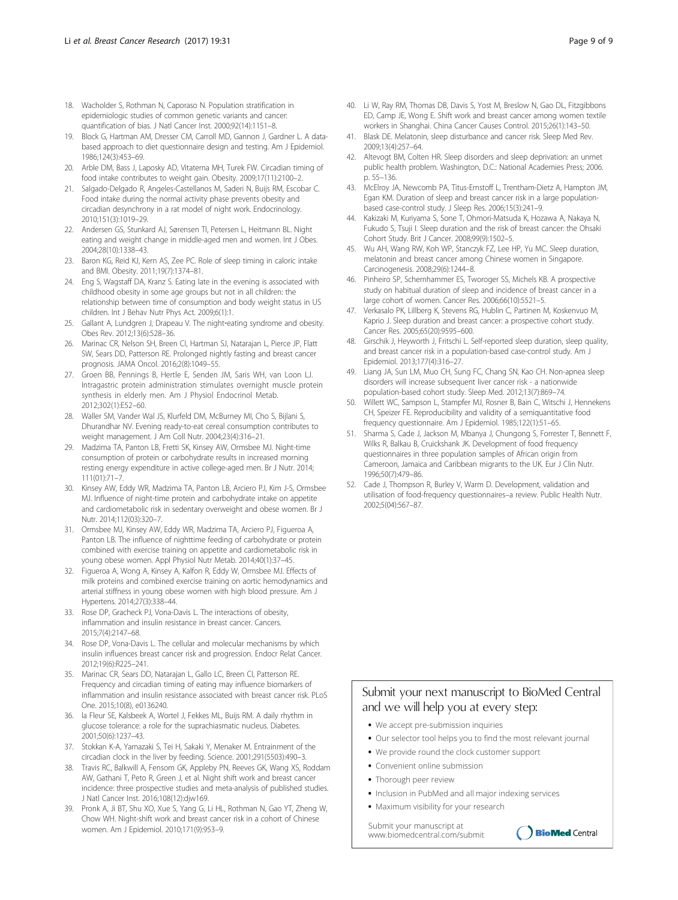18. Wacholder S, Rothman N, Caporaso N. Population stratification in epidemiologic studies of common genetic variants and cancer: quantification of bias. J Natl Cancer Inst. 2000;92(14):1151–8.
19. Block G, Hartman AM, Dresser CM, Carroll MD, Gannon J, Gardner L. A data-based approach to diet questionnaire design and testing. Am J Epidemiol. 1986;124(3):453–69.
20. Arble DM, Bass J, Laposky AD, Vitaterna MH, Turek FW. Circadian timing of food intake contributes to weight gain. Obesity. 2009;17(11):2100–2.
21. Salgado-Delgado R, Angeles-Castellanos M, Saderi N, Buijs RM, Escobar C. Food intake during the normal activity phase prevents obesity and circadian desynchrony in a rat model of night work. Endocrinology. 2010;151(3):1019–29.
22. Andersen GS, Stunkard AJ, Sørensen TI, Petersen L, Heitmann BL. Night eating and weight change in middle-aged men and women. Int J Obes. 2004;28(10):1338–43.
23. Baron KG, Reid KJ, Kern AS, Zee PC. Role of sleep timing in caloric intake and BMI. Obesity. 2011;19(7):1374–81.
24. Eng S, Wagstaff DA, Kranz S. Eating late in the evening is associated with childhood obesity in some age groups but not in all children: the relationship between time of consumption and body weight status in US children. Int J Behav Nutr Phys Act. 2009;6(1):1.
25. Gallant A, Lundgren J, Drapeau V. The night-eating syndrome and obesity. Obes Rev. 2012;13(6):528–36.
26. Marinac CR, Nelson SH, Breen CI, Hartman SJ, Natarajan L, Pierce JP, Flatt SW, Sears DD, Patterson RE. Prolonged nightly fasting and breast cancer prognosis. JAMA Oncol. 2016;2(8):1049–55.
27. Groen BB, Pennings B, Hertle E, Senden JM, Saris WH, van Loon LJ. Intragastric protein administration stimulates overnight muscle protein synthesis in elderly men. Am J Physiol Endocrinol Metab. 2012;302(1):E52–60.
28. Waller SM, Vander Wal JS, Klurfeld DM, McBurney MI, Cho S, Bijlani S, Dhurandhar NV. Evening ready-to-eat cereal consumption contributes to weight management. J Am Coll Nutr. 2004;23(4):316–21.
29. Madzima TA, Panton LB, Fretti SK, Kinsey AW, Ormsbee MJ. Night-time consumption of protein or carbohydrate results in increased morning resting energy expenditure in active college-aged men. Br J Nutr. 2014; 111(01):71–7.
30. Kinsey AW, Eddy WR, Madzima TA, Panton LB, Arciero PJ, Kim J-S, Ormsbee MJ. Influence of night-time protein and carbohydrate intake on appetite and cardiometabolic risk in sedentary overweight and obese women. Br J Nutr. 2014;112(03):320–7.
31. Ormsbee MJ, Kinsey AW, Eddy WR, Madzima TA, Arciero PJ, Figueroa A, Panton LB. The influence of nighttime feeding of carbohydrate or protein combined with exercise training on appetite and cardiometabolic risk in young obese women. Appl Physiol Nutr Metab. 2014;40(1):37–45.
32. Figueroa A, Wong A, Kinsey A, Kalfon R, Eddy W, Ormsbee MJ. Effects of milk proteins and combined exercise training on aortic hemodynamics and arterial stiffness in young obese women with high blood pressure. Am J Hypertens. 2014;27(3):338–44.
33. Rose DP, Gracheck PJ, Vona-Davis L. The interactions of obesity, inflammation and insulin resistance in breast cancer. Cancers. 2015;7(4):2147–68.
34. Rose DP, Vona-Davis L. The cellular and molecular mechanisms by which insulin influences breast cancer risk and progression. Endocr Relat Cancer. 2012;19(6):R225–241.
35. Marinac CR, Sears DD, Natarajan L, Gallo LC, Breen CI, Patterson RE. Frequency and circadian timing of eating may influence biomarkers of inflammation and insulin resistance associated with breast cancer risk. PLoS One. 2015;10(8), e0136240.
36. la Fleur SE, Kalsbeek A, Wortel J, Fekkes ML, Buijs RM. A daily rhythm in glucose tolerance: a role for the suprachiasmatic nucleus. Diabetes. 2001;50(6):1237–43.
37. Stokkan K-A, Yamazaki S, Tei H, Sakaki Y, Menaker M. Entrainment of the circadian clock in the liver by feeding. Science. 2001;291(5503):490–3.
38. Travis RC, Balkwill A, Fensom GK, Appleby PN, Reeves GK, Wang XS, Roddam AW, Gathani T, Peto R, Green J, et al. Night shift work and breast cancer incidence: three prospective studies and meta-analysis of published studies. J Natl Cancer Inst. 2016;108(12):djw169.
39. Pronk A, Ji BT, Shu XO, Xue S, Yang G, Li HL, Rothman N, Gao YT, Zheng W, Chow WH. Night-shift work and breast cancer risk in a cohort of Chinese women. Am J Epidemiol. 2010;171(9):953–9.
40. Li W, Ray RM, Thomas DB, Davis S, Yost M, Breslow N, Gao DL, Fitzgibbons ED, Camp JE, Wong E. Shift work and breast cancer among women textile workers in Shanghai. China Cancer Causes Control. 2015;26(1):143–50.
41. Blask DE. Melatonin, sleep disturbance and cancer risk. Sleep Med Rev. 2009;13(4):257–64.
42. Altevogt BM, Colten HR. Sleep disorders and sleep deprivation: an unmet public health problem. Washington, D.C.: National Academies Press; 2006. p. 55–136.
43. McElroy JA, Newcomb PA, Titus-Ernstoff L, Trentham-Dietz A, Hampton JM, Egan KM. Duration of sleep and breast cancer risk in a large population-based case-control study. J Sleep Res. 2006;15(3):241–9.
44. Kakizaki M, Kuriyama S, Sone T, Ohmori-Matsuda K, Hozawa A, Nakaya N, Fukudo S, Tsuji I. Sleep duration and the risk of breast cancer: the Ohsaki Cohort Study. Brit J Cancer. 2008;99(9):1502–5.
45. Wu AH, Wang RW, Koh WP, Stanczyk FZ, Lee HP, Yu MC. Sleep duration, melatonin and breast cancer among Chinese women in Singapore. Carcinogenesis. 2008;29(6):1244–8.
46. Pinheiro SP, Schernhammer ES, Tworoger SS, Michels KB. A prospective study on habitual duration of sleep and incidence of breast cancer in a large cohort of women. Cancer Res. 2006;66(10):5521–5.
47. Verkasalo PK, Lillberg K, Stevens RG, Hublin C, Partinen M, Koskenvuo M, Kaprio J. Sleep duration and breast cancer: a prospective cohort study. Cancer Res. 2005;65(20):9595–600.
48. Girschik J, Heyworth J, Fritschi L. Self-reported sleep duration, sleep quality, and breast cancer risk in a population-based case-control study. Am J Epidemiol. 2013;177(4):316–27.
49. Liang JA, Sun LM, Muo CH, Sung FC, Chang SN, Kao CH. Non-apnea sleep disorders will increase subsequent liver cancer risk - a nationwide population-based cohort study. Sleep Med. 2012;13(7):869–74.
50. Willett WC, Sampson L, Stampfer MJ, Rosner B, Bain C, Witschi J, Hennekens CH, Speizer FE. Reproducibility and validity of a semiquantitative food frequency questionnaire. Am J Epidemiol. 1985;122(1):51–65.
51. Sharma S, Cade J, Jackson M, Mbanya J, Chungong S, Forrester T, Bennett F, Wilks R, Balkau B, Cruickshank JK. Development of food frequency questionnaires in three population samples of African origin from Cameroon, Jamaica and Caribbean migrants to the UK. Eur J Clin Nutr. 1996;50(7):479–86.
52. Cade J, Thompson R, Burley V, Warm D. Development, validation and utilisation of food-frequency questionnaires–a review. Public Health Nutr. 2002;5(04):567–87.

Submit your next manuscript to BioMed Central and we will help you at every step:

- We accept pre-submission inquiries
- Our selector tool helps you to find the most relevant journal
- We provide round the clock customer support
- Convenient online submission
- Thorough peer review
- Inclusion in PubMed and all major indexing services
- Maximum visibility for your research

Submit your manuscript at www.biomedcentral.com/submit

BioMed Central